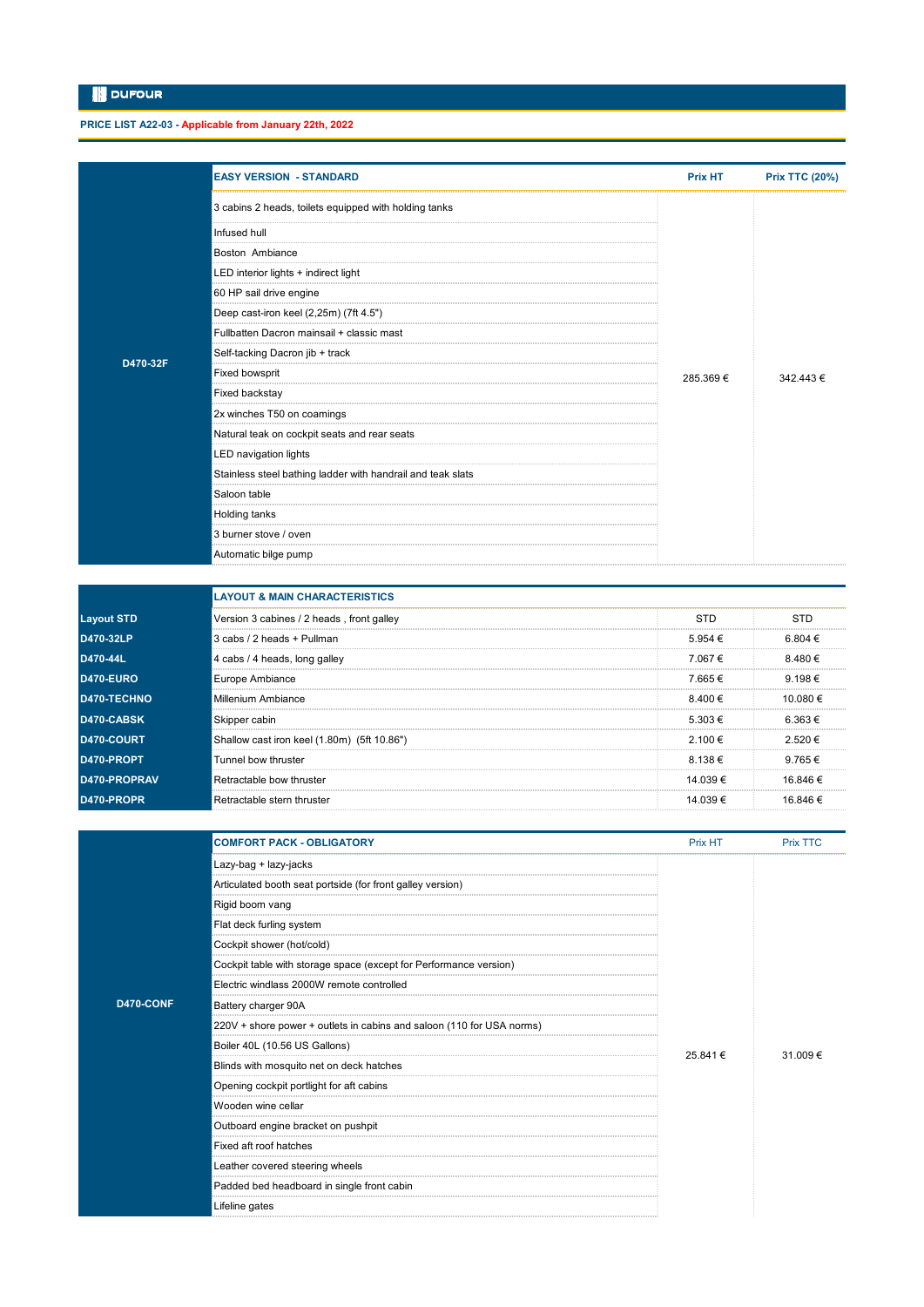DUFOUR

**PRICE LIST A22-03 - Applicable from January 22th, 2022**

| | EASY VERSION - STANDARD | Prix HT | Prix TTC (20%) |
|---|---|---|---|
| D470-32F | 3 cabins 2 heads, toilets equipped with holding tanks | 285.369 € | 342.443 € |
| | Infused hull | | |
| | Boston Ambiance | | |
| | LED interior lights + indirect light | | |
| | 60 HP sail drive engine | | |
| | Deep cast-iron keel (2,25m) (7ft 4.5") | | |
| | Fullbatten Dacron mainsail + classic mast | | |
| | Self-tacking Dacron jib + track | | |
| | Fixed bowsprit | | |
| | Fixed backstay | | |
| | 2x winches T50 on coamings | | |
| | Natural teak on cockpit seats and rear seats | | |
| | LED navigation lights | | |
| | Stainless steel bathing ladder with handrail and teak slats | | |
| | Saloon table | | |
| | Holding tanks | | |
| | 3 burner stove / oven | | |
| | Automatic bilge pump | | |

| | LAYOUT & MAIN CHARACTERISTICS | | |
|---|---|---|---|
| Layout STD | Version 3 cabines / 2 heads , front galley | STD | STD |
| D470-32LP | 3 cabs / 2 heads + Pullman | 5.954 € | 6.804 € |
| D470-44L | 4 cabs / 4 heads, long galley | 7.067 € | 8.480 € |
| D470-EURO | Europe Ambiance | 7.665 € | 9.198 € |
| D470-TECHNO | Millenium Ambiance | 8.400 € | 10.080 € |
| D470-CABSK | Skipper cabin | 5.303 € | 6.363 € |
| D470-COURT | Shallow cast iron keel (1.80m) (5ft 10.86") | 2.100 € | 2.520 € |
| D470-PROPT | Tunnel bow thruster | 8.138 € | 9.765 € |
| D470-PROPRAV | Retractable bow thruster | 14.039 € | 16.846 € |
| D470-PROPR | Retractable stern thruster | 14.039 € | 16.846 € |

| | COMFORT PACK - OBLIGATORY | Prix HT | Prix TTC |
|---|---|---|---|
| D470-CONF | Lazy-bag + lazy-jacks | 25.841 € | 31.009 € |
| | Articulated booth seat portside (for front galley version) | | |
| | Rigid boom vang | | |
| | Flat deck furling system | | |
| | Cockpit shower (hot/cold) | | |
| | Cockpit table with storage space (except for Performance version) | | |
| | Electric windlass 2000W remote controlled | | |
| | Battery charger 90A | | |
| | 220V + shore power + outlets in cabins and saloon (110 for USA norms) | | |
| | Boiler 40L (10.56 US Gallons) | | |
| | Blinds with mosquito net on deck hatches | | |
| | Opening cockpit portlight for aft cabins | | |
| | Wooden wine cellar | | |
| | Outboard engine bracket on pushpit | | |
| | Fixed aft roof hatches | | |
| | Leather covered steering wheels | | |
| | Padded bed headboard in single front cabin | | |
| | Lifeline gates | | |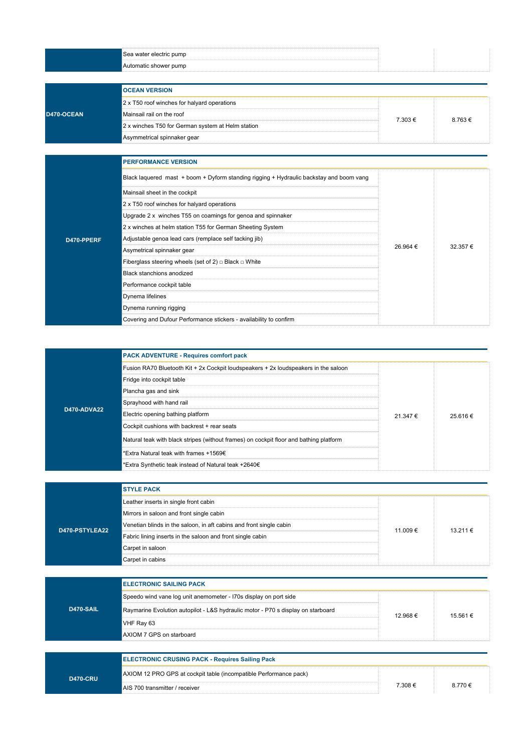| | | | |
|---|---|---|---|
| | Sea water electric pump | | |
| | Automatic shower pump | | |

| Code | Description | Price excl. VAT | Price incl. VAT |
|---|---|---|---|
| D470-OCEAN | **OCEAN VERSION** | 7.303 € | 8.763 € |
| | 2 x T50 roof winches for halyard operations | | |
| | Mainsail rail on the roof | | |
| | 2 x winches T50 for German system at Helm station | | |
| | Asymmetrical spinnaker gear | | |

| Code | Description | Price excl. VAT | Price incl. VAT |
|---|---|---|---|
| D470-PPERF | **PERFORMANCE VERSION** | 26.964 € | 32.357 € |
| | Black laquered mast + boom + Dyform standing rigging + Hydraulic backstay and boom vang | | |
| | Mainsail sheet in the cockpit | | |
| | 2 x T50 roof winches for halyard operations | | |
| | Upgrade 2 x winches T55 on coamings for genoa and spinnaker | | |
| | 2 x winches at helm station T55 for German Sheeting System | | |
| | Adjustable genoa lead cars (remplace self tacking jib) | | |
| | Asymetrical spinnaker gear | | |
| | Fiberglass steering wheels (set of 2) □ Black □ White | | |
| | Black stanchions anodized | | |
| | Performance cockpit table | | |
| | Dynema lifelines | | |
| | Dynema running rigging | | |
| | Covering and Dufour Performance stickers - availability to confirm | | |

| Code | Description | Price excl. VAT | Price incl. VAT |
|---|---|---|---|
| D470-ADVA22 | **PACK ADVENTURE - Requires comfort pack** | 21.347 € | 25.616 € |
| | Fusion RA70 Bluetooth Kit + 2x Cockpit loudspeakers + 2x loudspeakers in the saloon | | |
| | Fridge into cockpit table | | |
| | Plancha gas and sink | | |
| | Sprayhood with hand rail | | |
| | Electric opening bathing platform | | |
| | Cockpit cushions with backrest + rear seats | | |
| | Natural teak with black stripes (without frames) on cockpit floor and bathing platform | | |
| | *Extra Natural teak with frames +1569€ | | |
| | *Extra Synthetic teak instead of Natural teak +2640€ | | |

| Code | Description | Price excl. VAT | Price incl. VAT |
|---|---|---|---|
| D470-PSTYLEA22 | **STYLE PACK** | 11.009 € | 13.211 € |
| | Leather inserts in single front cabin | | |
| | Mirrors in saloon and front single cabin | | |
| | Venetian blinds in the saloon, in aft cabins and front single cabin | | |
| | Fabric lining inserts in the saloon and front single cabin | | |
| | Carpet in saloon | | |
| | Carpet in cabins | | |

| Code | Description | Price excl. VAT | Price incl. VAT |
|---|---|---|---|
| D470-SAIL | **ELECTRONIC SAILING PACK** | 12.968 € | 15.561 € |
| | Speedo wind vane log unit anemometer - I70s display on port side | | |
| | Raymarine Evolution autopilot - L&S hydraulic motor - P70 s display on starboard | | |
| | VHF Ray 63 | | |
| | AXIOM 7 GPS on starboard | | |

| Code | Description | Price excl. VAT | Price incl. VAT |
|---|---|---|---|
| D470-CRU | **ELECTRONIC CRUSING PACK - Requires Sailing Pack** | 7.308 € | 8.770 € |
| | AXIOM 12 PRO GPS at cockpit table (incompatible Performance pack) | | |
| | AIS 700 transmitter / receiver | | |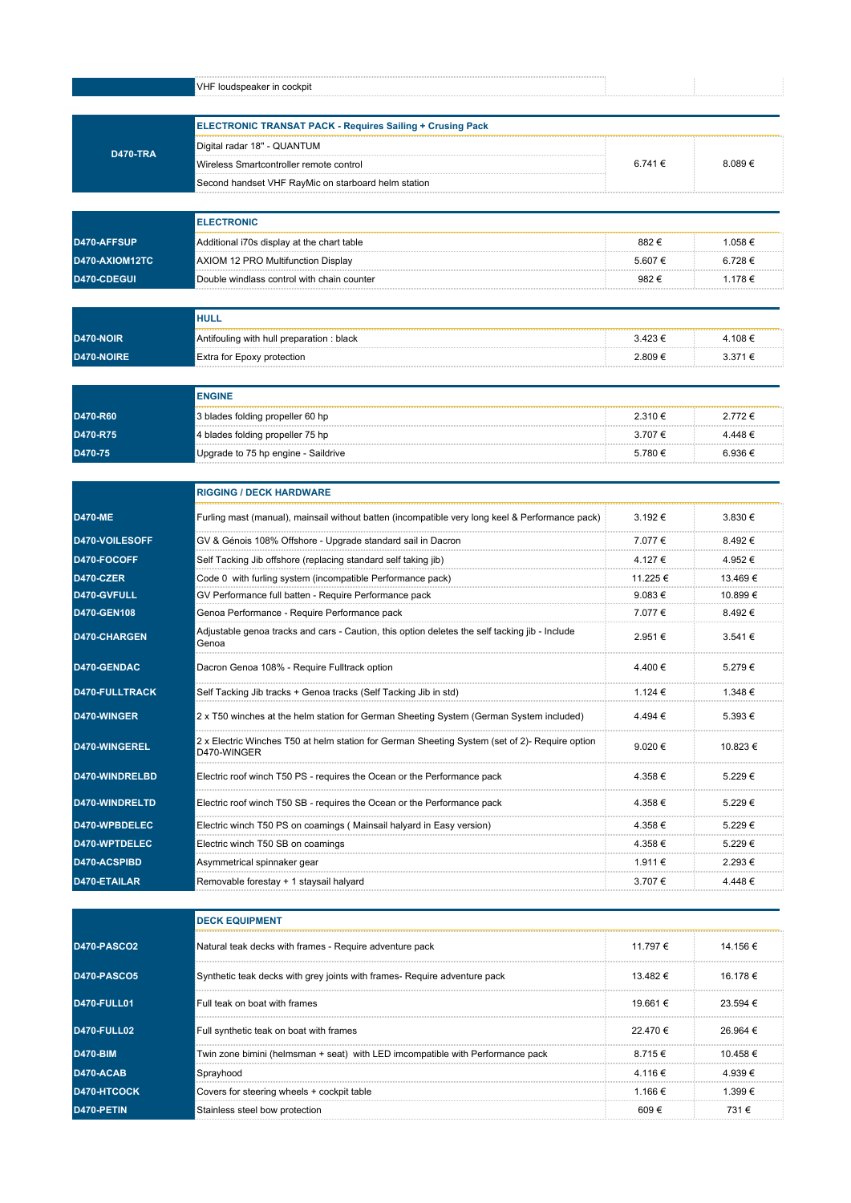| | | | |
|---|---|---|---|
| | VHF loudspeaker in cockpit | | |

| | **ELECTRONIC TRANSAT PACK - Requires Sailing + Crusing Pack** | | |
|---|---|---|---|
| **D470-TRA** | Digital radar 18" - QUANTUM<br>Wireless Smartcontroller remote control<br>Second handset VHF RayMic on starboard helm station | 6.741 € | 8.089 € |

| | **ELECTRONIC** | | |
|---|---|---|---|
| **D470-AFFSUP** | Additional i70s display at the chart table | 882 € | 1.058 € |
| **D470-AXIOM12TC** | AXIOM 12 PRO Multifunction Display | 5.607 € | 6.728 € |
| **D470-CDEGUI** | Double windlass control with chain counter | 982 € | 1.178 € |

| | **HULL** | | |
|---|---|---|---|
| **D470-NOIR** | Antifouling with hull preparation : black | 3.423 € | 4.108 € |
| **D470-NOIRE** | Extra for Epoxy protection | 2.809 € | 3.371 € |

| | **ENGINE** | | |
|---|---|---|---|
| **D470-R60** | 3 blades folding propeller 60 hp | 2.310 € | 2.772 € |
| **D470-R75** | 4 blades folding propeller 75 hp | 3.707 € | 4.448 € |
| **D470-75** | Upgrade to 75 hp engine - Saildrive | 5.780 € | 6.936 € |

| | **RIGGING / DECK HARDWARE** | | |
|---|---|---|---|
| **D470-ME** | Furling mast (manual), mainsail without batten (incompatible very long keel & Performance pack) | 3.192 € | 3.830 € |
| **D470-VOILESOFF** | GV & Génois 108% Offshore - Upgrade standard sail in Dacron | 7.077 € | 8.492 € |
| **D470-FOCOFF** | Self Tacking Jib offshore (replacing standard self taking jib) | 4.127 € | 4.952 € |
| **D470-CZER** | Code 0 with furling system (incompatible Performance pack) | 11.225 € | 13.469 € |
| **D470-GVFULL** | GV Performance full batten - Require Performance pack | 9.083 € | 10.899 € |
| **D470-GEN108** | Genoa Performance - Require Performance pack | 7.077 € | 8.492 € |
| **D470-CHARGEN** | Adjustable genoa tracks and cars - Caution, this option deletes the self tacking jib - Include Genoa | 2.951 € | 3.541 € |
| **D470-GENDAC** | Dacron Genoa 108% - Require Fulltrack option | 4.400 € | 5.279 € |
| **D470-FULLTRACK** | Self Tacking Jib tracks + Genoa tracks (Self Tacking Jib in std) | 1.124 € | 1.348 € |
| **D470-WINGER** | 2 x T50 winches at the helm station for German Sheeting System (German System included) | 4.494 € | 5.393 € |
| **D470-WINGEREL** | 2 x Electric Winches T50 at helm station for German Sheeting System (set of 2)- Require option D470-WINGER | 9.020 € | 10.823 € |
| **D470-WINDRELBD** | Electric roof winch T50 PS - requires the Ocean or the Performance pack | 4.358 € | 5.229 € |
| **D470-WINDRELTD** | Electric roof winch T50 SB - requires the Ocean or the Performance pack | 4.358 € | 5.229 € |
| **D470-WPBDELEC** | Electric winch T50 PS on coamings ( Mainsail halyard in Easy version) | 4.358 € | 5.229 € |
| **D470-WPTDELEC** | Electric winch T50 SB on coamings | 4.358 € | 5.229 € |
| **D470-ACSPIBD** | Asymmetrical spinnaker gear | 1.911 € | 2.293 € |
| **D470-ETAILAR** | Removable forestay + 1 staysail halyard | 3.707 € | 4.448 € |

| | **DECK EQUIPMENT** | | |
|---|---|---|---|
| **D470-PASCO2** | Natural teak decks with frames - Require adventure pack | 11.797 € | 14.156 € |
| **D470-PASCO5** | Synthetic teak decks with grey joints with frames- Require adventure pack | 13.482 € | 16.178 € |
| **D470-FULL01** | Full teak on boat with frames | 19.661 € | 23.594 € |
| **D470-FULL02** | Full synthetic teak on boat with frames | 22.470 € | 26.964 € |
| **D470-BIM** | Twin zone bimini (helmsman + seat) with LED imcompatible with Performance pack | 8.715 € | 10.458 € |
| **D470-ACAB** | Sprayhood | 4.116 € | 4.939 € |
| **D470-HTCOCK** | Covers for steering wheels + cockpit table | 1.166 € | 1.399 € |
| **D470-PETIN** | Stainless steel bow protection | 609 € | 731 € |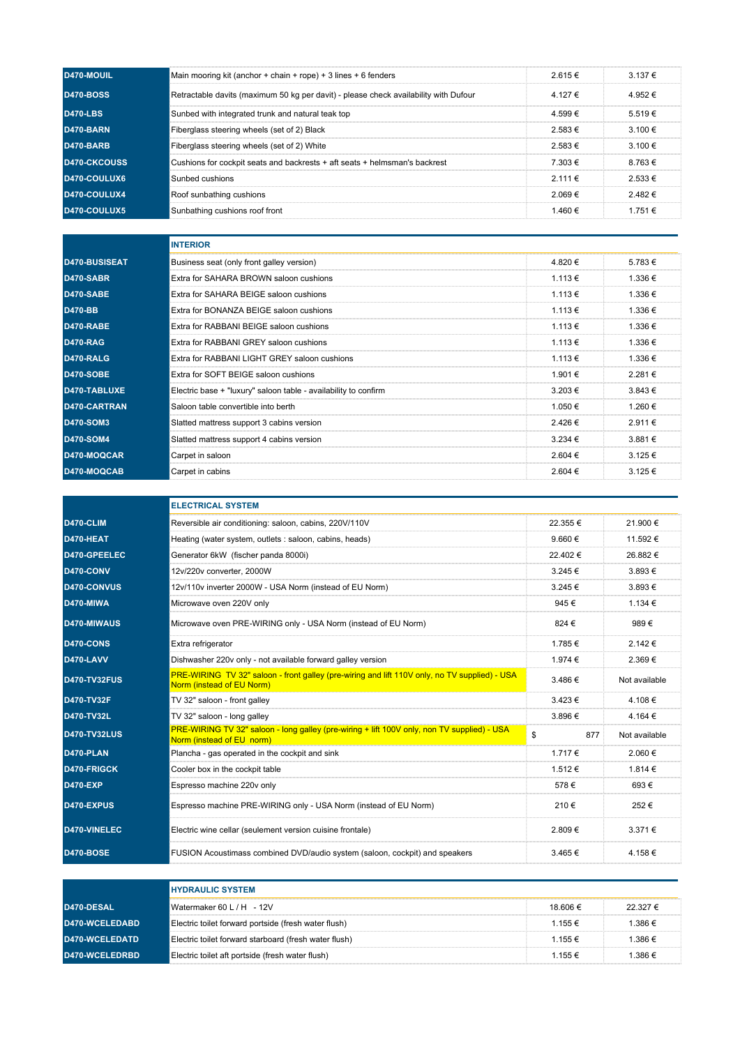| | | | |
|---|---|---|---|
| **D470-MOUIL** | Main mooring kit (anchor + chain + rope) + 3 lines + 6 fenders | 2.615 € | 3.137 € |
| **D470-BOSS** | Retractable davits (maximum 50 kg per davit) - please check availability with Dufour | 4.127 € | 4.952 € |
| **D470-LBS** | Sunbed with integrated trunk and natural teak top | 4.599 € | 5.519 € |
| **D470-BARN** | Fiberglass steering wheels (set of 2) Black | 2.583 € | 3.100 € |
| **D470-BARB** | Fiberglass steering wheels (set of 2) White | 2.583 € | 3.100 € |
| **D470-CKCOUSS** | Cushions for cockpit seats and backrests + aft seats + helmsman's backrest | 7.303 € | 8.763 € |
| **D470-COULUX6** | Sunbed cushions | 2.111 € | 2.533 € |
| **D470-COULUX4** | Roof sunbathing cushions | 2.069 € | 2.482 € |
| **D470-COULUX5** | Sunbathing cushions roof front | 1.460 € | 1.751 € |

| | **INTERIOR** | | |
|---|---|---|---|
| **D470-BUSISEAT** | Business seat (only front galley version) | 4.820 € | 5.783 € |
| **D470-SABR** | Extra for SAHARA BROWN saloon cushions | 1.113 € | 1.336 € |
| **D470-SABE** | Extra for SAHARA BEIGE saloon cushions | 1.113 € | 1.336 € |
| **D470-BB** | Extra for BONANZA BEIGE saloon cushions | 1.113 € | 1.336 € |
| **D470-RABE** | Extra for RABBANI BEIGE saloon cushions | 1.113 € | 1.336 € |
| **D470-RAG** | Extra for RABBANI GREY saloon cushions | 1.113 € | 1.336 € |
| **D470-RALG** | Extra for RABBANI LIGHT GREY saloon cushions | 1.113 € | 1.336 € |
| **D470-SOBE** | Extra for SOFT BEIGE saloon cushions | 1.901 € | 2.281 € |
| **D470-TABLUXE** | Electric base + "luxury" saloon table - availability to confirm | 3.203 € | 3.843 € |
| **D470-CARTRAN** | Saloon table convertible into berth | 1.050 € | 1.260 € |
| **D470-SOM3** | Slatted mattress support 3 cabins version | 2.426 € | 2.911 € |
| **D470-SOM4** | Slatted mattress support 4 cabins version | 3.234 € | 3.881 € |
| **D470-MOQCAR** | Carpet in saloon | 2.604 € | 3.125 € |
| **D470-MOQCAB** | Carpet in cabins | 2.604 € | 3.125 € |

| | **ELECTRICAL SYSTEM** | | |
|---|---|---|---|
| **D470-CLIM** | Reversible air conditioning: saloon, cabins, 220V/110V | 22.355 € | 21.900 € |
| **D470-HEAT** | Heating (water system, outlets : saloon, cabins, heads) | 9.660 € | 11.592 € |
| **D470-GPEELEC** | Generator 6kW (fischer panda 8000i) | 22.402 € | 26.882 € |
| **D470-CONV** | 12v/220v converter, 2000W | 3.245 € | 3.893 € |
| **D470-CONVUS** | 12v/110v inverter 2000W - USA Norm (instead of EU Norm) | 3.245 € | 3.893 € |
| **D470-MIWA** | Microwave oven 220V only | 945 € | 1.134 € |
| **D470-MIWAUS** | Microwave oven PRE-WIRING only - USA Norm (instead of EU Norm) | 824 € | 989 € |
| **D470-CONS** | Extra refrigerator | 1.785 € | 2.142 € |
| **D470-LAVV** | Dishwasher 220v only - not available forward galley version | 1.974 € | 2.369 € |
| **D470-TV32FUS** | PRE-WIRING TV 32" saloon - front galley (pre-wiring and lift 110V only, no TV supplied) - USA Norm (instead of EU Norm) | 3.486 € | Not available |
| **D470-TV32F** | TV 32" saloon - front galley | 3.423 € | 4.108 € |
| **D470-TV32L** | TV 32" saloon - long galley | 3.896 € | 4.164 € |
| **D470-TV32LUS** | PRE-WIRING TV 32" saloon - long galley (pre-wiring + lift 100V only, non TV supplied) - USA Norm (instead of EU norm) | $ 877 | Not available |
| **D470-PLAN** | Plancha - gas operated in the cockpit and sink | 1.717 € | 2.060 € |
| **D470-FRIGCK** | Cooler box in the cockpit table | 1.512 € | 1.814 € |
| **D470-EXP** | Espresso machine 220v only | 578 € | 693 € |
| **D470-EXPUS** | Espresso machine PRE-WIRING only - USA Norm (instead of EU Norm) | 210 € | 252 € |
| **D470-VINELEC** | Electric wine cellar (seulement version cuisine frontale) | 2.809 € | 3.371 € |
| **D470-BOSE** | FUSION Acoustimass combined DVD/audio system (saloon, cockpit) and speakers | 3.465 € | 4.158 € |

| | **HYDRAULIC SYSTEM** | | |
|---|---|---|---|
| **D470-DESAL** | Watermaker 60 L / H - 12V | 18.606 € | 22.327 € |
| **D470-WCELEDABD** | Electric toilet forward portside (fresh water flush) | 1.155 € | 1.386 € |
| **D470-WCELEDATD** | Electric toilet forward starboard (fresh water flush) | 1.155 € | 1.386 € |
| **D470-WCELEDRBD** | Electric toilet aft portside (fresh water flush) | 1.155 € | 1.386 € |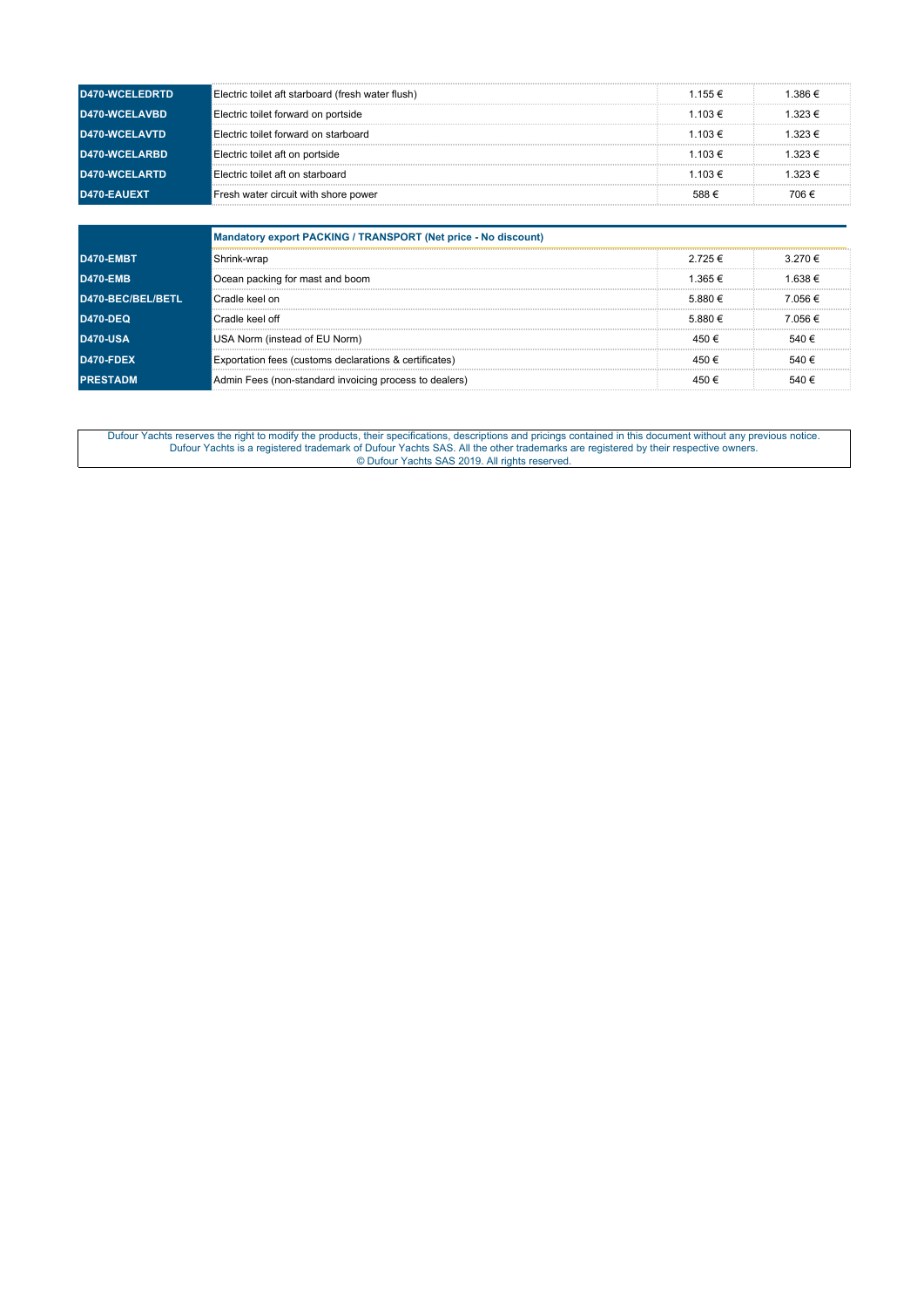| | | | |
|---|---|---|---|
| D470-WCELEDRTD | Electric toilet aft starboard (fresh water flush) | 1.155 € | 1.386 € |
| D470-WCELAVBD | Electric toilet forward on portside | 1.103 € | 1.323 € |
| D470-WCELAVTD | Electric toilet forward on starboard | 1.103 € | 1.323 € |
| D470-WCELARBD | Electric toilet aft on portside | 1.103 € | 1.323 € |
| D470-WCELARTD | Electric toilet aft on starboard | 1.103 € | 1.323 € |
| D470-EAUEXT | Fresh water circuit with shore power | 588 € | 706 € |

| | Mandatory export PACKING / TRANSPORT (Net price - No discount) | | |
|---|---|---|---|
| D470-EMBT | Shrink-wrap | 2.725 € | 3.270 € |
| D470-EMB | Ocean packing for mast and boom | 1.365 € | 1.638 € |
| D470-BEC/BEL/BETL | Cradle keel on | 5.880 € | 7.056 € |
| D470-DEQ | Cradle keel off | 5.880 € | 7.056 € |
| D470-USA | USA Norm (instead of EU Norm) | 450 € | 540 € |
| D470-FDEX | Exportation fees (customs declarations & certificates) | 450 € | 540 € |
| PRESTADM | Admin Fees (non-standard invoicing process to dealers) | 450 € | 540 € |

Dufour Yachts reserves the right to modify the products, their specifications, descriptions and pricings contained in this document without any previous notice.
Dufour Yachts is a registered trademark of Dufour Yachts SAS. All the other trademarks are registered by their respective owners.
© Dufour Yachts SAS 2019. All rights reserved.